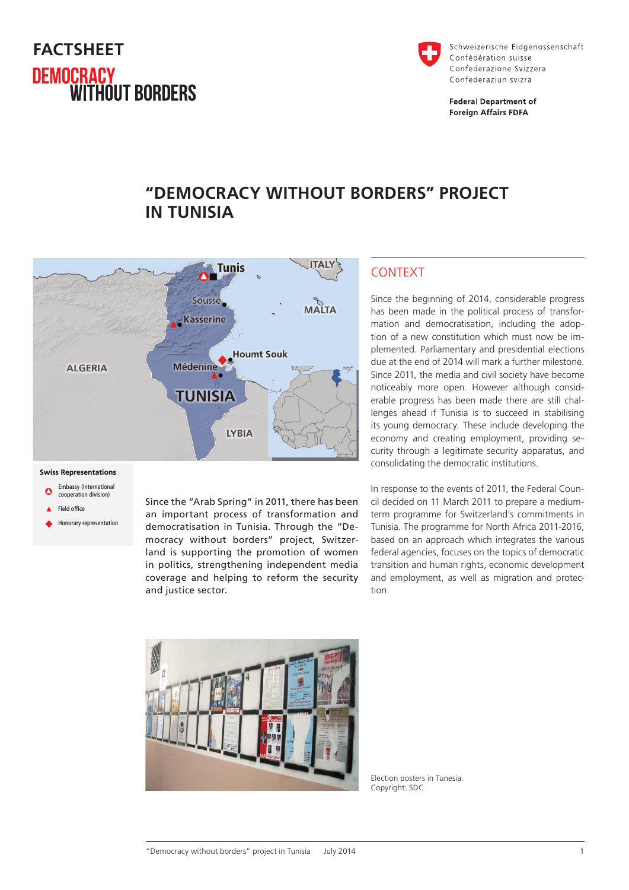FACTSHEET

DEMOCRACY WITHOUT BORDERS

Schweizerische Eidgenossenschaft
Confédération suisse
Confederazione Svizzera
Confederaziun svizra

**Federal Department of Foreign Affairs FDFA**

# "DEMOCRACY WITHOUT BORDERS" PROJECT IN TUNISIA

**Swiss Representations**

- Embassy (International cooperation division)
- Field office
- Honorary representation

Since the "Arab Spring" in 2011, there has been an important process of transformation and democratisation in Tunisia. Through the "Democracy without borders" project, Switzerland is supporting the promotion of women in politics, strengthening independent media coverage and helping to reform the security and justice sector.

## CONTEXT

Since the beginning of 2014, considerable progress has been made in the political process of transformation and democratisation, including the adoption of a new constitution which must now be implemented. Parliamentary and presidential elections due at the end of 2014 will mark a further milestone. Since 2011, the media and civil society have become noticeably more open. However although considerable progress has been made there are still challenges ahead if Tunisia is to succeed in stabilising its young democracy. These include developing the economy and creating employment, providing security through a legitimate security apparatus, and consolidating the democratic institutions.

In response to the events of 2011, the Federal Council decided on 11 March 2011 to prepare a medium-term programme for Switzerland's commitments in Tunisia. The programme for North Africa 2011-2016, based on an approach which integrates the various federal agencies, focuses on the topics of democratic transition and human rights, economic development and employment, as well as migration and protection.

Election posters in Tunesia.
Copyright: SDC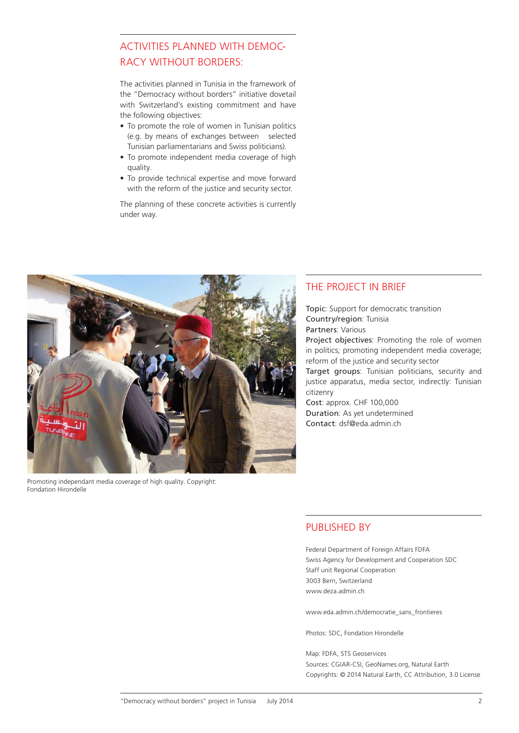## ACTIVITIES PLANNED WITH DEMOCRACY WITHOUT BORDERS:

The activities planned in Tunisia in the framework of the "Democracy without borders" initiative dovetail with Switzerland's existing commitment and have the following objectives:

- To promote the role of women in Tunisian politics (e.g. by means of exchanges between selected Tunisian parliamentarians and Swiss politicians).
- To promote independent media coverage of high quality.
- To provide technical expertise and move forward with the reform of the justice and security sector.

The planning of these concrete activities is currently under way.

Promoting independant media coverage of high quality. Copyright: Fondation Hirondelle

## THE PROJECT IN BRIEF

**Topic**: Support for democratic transition
**Country/region**: Tunisia
**Partners**: Various
**Project objectives**: Promoting the role of women in politics; promoting independent media coverage; reform of the justice and security sector
**Target groups**: Tunisian politicians, security and justice apparatus, media sector, indirectly: Tunisian citizenry
**Cost**: approx. CHF 100,000
**Duration**: As yet undetermined
**Contact**: dsf@eda.admin.ch

## PUBLISHED BY

Federal Department of Foreign Affairs FDFA
Swiss Agency for Development and Cooperation SDC
Staff unit Regional Cooperation
3003 Bern, Switzerland
www.deza.admin.ch

www.eda.admin.ch/democratie_sans_frontieres

Photos: SDC, Fondation Hirondelle

Map: FDFA, STS Geoservices
Sources: CGIAR-CSI, GeoNames.org, Natural Earth
Copyrights: © 2014 Natural Earth, CC Attribution, 3.0 License